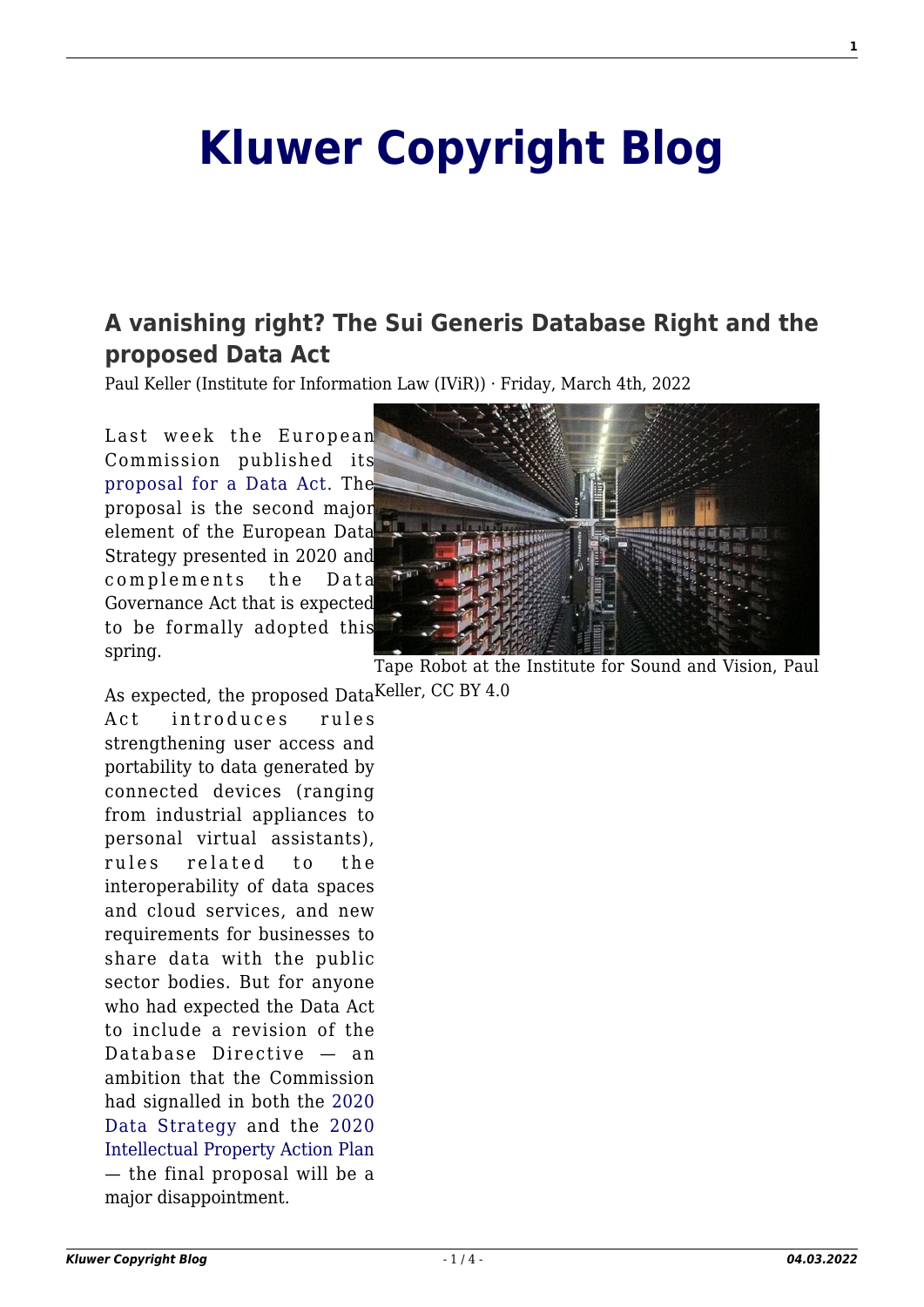# Kluwer Copyright Blog

## A vanishing right? The Sui Generis Database Right and the proposed Data Act

Paul Keller (Institute for Information Law (IViR)) · Friday, March 4th, 2022

Last week the European Commission published its proposal for a Data Act. The proposal is the second major element of the European Data Strategy presented in 2020 and complements the Data Governance Act that is expected to be formally adopted this spring.

Tape Robot at the Institute for Sound and Vision, Paul Keller, CC BY 4.0

As expected, the proposed Data Act introduces rules strengthening user access and portability to data generated by connected devices (ranging from industrial appliances to personal virtual assistants), rules related to the interoperability of data spaces and cloud services, and new requirements for businesses to share data with the public sector bodies. But for anyone who had expected the Data Act to include a revision of the Database Directive — an ambition that the Commission had signalled in both the 2020 Data Strategy and the 2020 Intellectual Property Action Plan — the final proposal will be a major disappointment.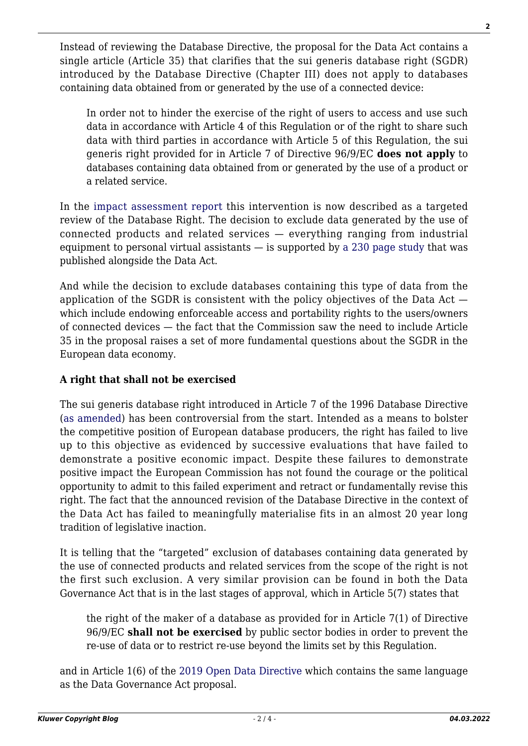Instead of reviewing the Database Directive, the proposal for the Data Act contains a single article (Article 35) that clarifies that the sui generis database right (SGDR) introduced by the Database Directive (Chapter III) does not apply to databases containing data obtained from or generated by the use of a connected device:

> In order not to hinder the exercise of the right of users to access and use such data in accordance with Article 4 of this Regulation or of the right to share such data with third parties in accordance with Article 5 of this Regulation, the sui generis right provided for in Article 7 of Directive 96/9/EC **does not apply** to databases containing data obtained from or generated by the use of a product or a related service.

In the impact assessment report this intervention is now described as a targeted review of the Database Right. The decision to exclude data generated by the use of connected products and related services — everything ranging from industrial equipment to personal virtual assistants — is supported by a 230 page study that was published alongside the Data Act.

And while the decision to exclude databases containing this type of data from the application of the SGDR is consistent with the policy objectives of the Data Act — which include endowing enforceable access and portability rights to the users/owners of connected devices — the fact that the Commission saw the need to include Article 35 in the proposal raises a set of more fundamental questions about the SGDR in the European data economy.

**A right that shall not be exercised**

The sui generis database right introduced in Article 7 of the 1996 Database Directive (as amended) has been controversial from the start. Intended as a means to bolster the competitive position of European database producers, the right has failed to live up to this objective as evidenced by successive evaluations that have failed to demonstrate a positive economic impact. Despite these failures to demonstrate positive impact the European Commission has not found the courage or the political opportunity to admit to this failed experiment and retract or fundamentally revise this right. The fact that the announced revision of the Database Directive in the context of the Data Act has failed to meaningfully materialise fits in an almost 20 year long tradition of legislative inaction.

It is telling that the "targeted" exclusion of databases containing data generated by the use of connected products and related services from the scope of the right is not the first such exclusion. A very similar provision can be found in both the Data Governance Act that is in the last stages of approval, which in Article 5(7) states that

> the right of the maker of a database as provided for in Article 7(1) of Directive 96/9/EC **shall not be exercised** by public sector bodies in order to prevent the re-use of data or to restrict re-use beyond the limits set by this Regulation.

and in Article 1(6) of the 2019 Open Data Directive which contains the same language as the Data Governance Act proposal.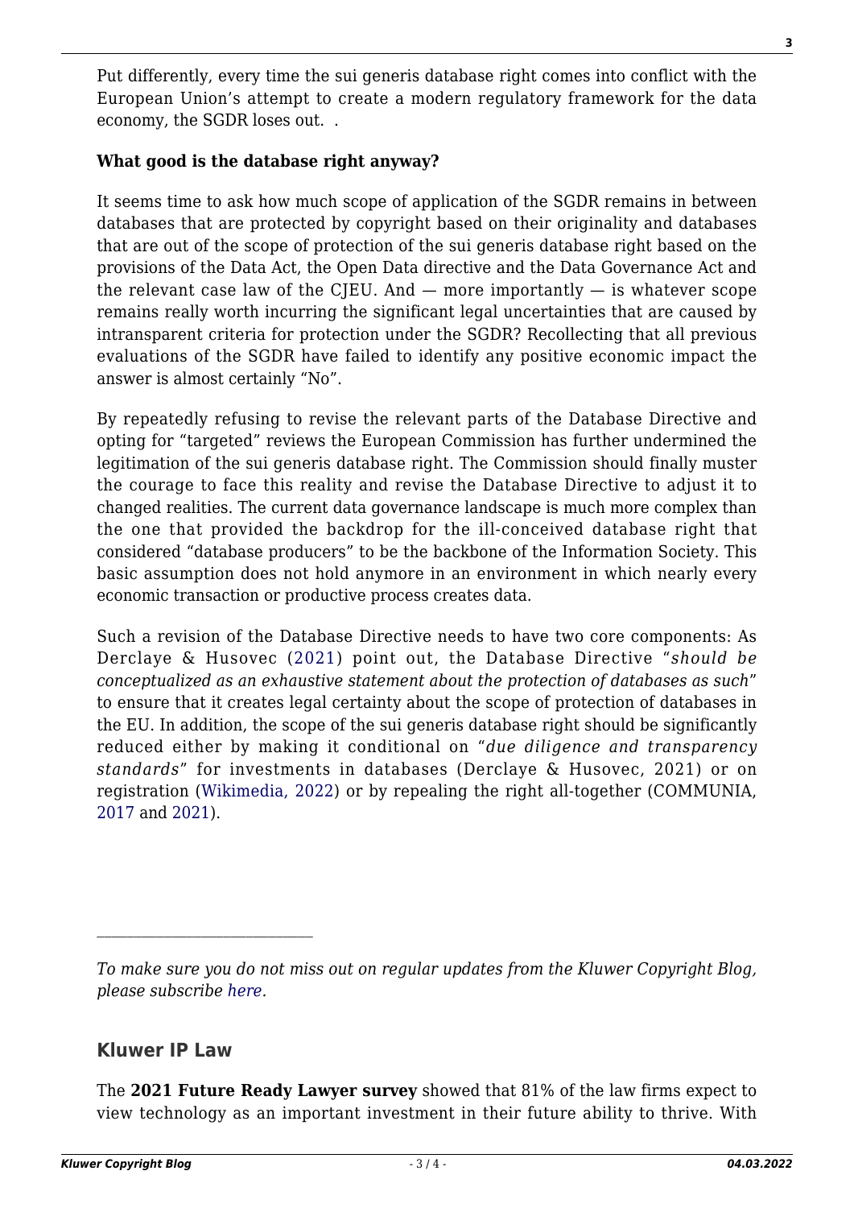Put differently, every time the sui generis database right comes into conflict with the European Union's attempt to create a modern regulatory framework for the data economy, the SGDR loses out. .

**What good is the database right anyway?**

It seems time to ask how much scope of application of the SGDR remains in between databases that are protected by copyright based on their originality and databases that are out of the scope of protection of the sui generis database right based on the provisions of the Data Act, the Open Data directive and the Data Governance Act and the relevant case law of the CJEU. And — more importantly — is whatever scope remains really worth incurring the significant legal uncertainties that are caused by intransparent criteria for protection under the SGDR? Recollecting that all previous evaluations of the SGDR have failed to identify any positive economic impact the answer is almost certainly "No".

By repeatedly refusing to revise the relevant parts of the Database Directive and opting for "targeted" reviews the European Commission has further undermined the legitimation of the sui generis database right. The Commission should finally muster the courage to face this reality and revise the Database Directive to adjust it to changed realities. The current data governance landscape is much more complex than the one that provided the backdrop for the ill-conceived database right that considered "database producers" to be the backbone of the Information Society. This basic assumption does not hold anymore in an environment in which nearly every economic transaction or productive process creates data.

Such a revision of the Database Directive needs to have two core components: As Derclaye & Husovec (2021) point out, the Database Directive "*should be conceptualized as an exhaustive statement about the protection of databases as such*" to ensure that it creates legal certainty about the scope of protection of databases in the EU. In addition, the scope of the sui generis database right should be significantly reduced either by making it conditional on "*due diligence and transparency standards*" for investments in databases (Derclaye & Husovec, 2021) or on registration (Wikimedia, 2022) or by repealing the right all-together (COMMUNIA, 2017 and 2021).

---

*To make sure you do not miss out on regular updates from the Kluwer Copyright Blog, please subscribe here.*

## Kluwer IP Law

The **2021 Future Ready Lawyer survey** showed that 81% of the law firms expect to view technology as an important investment in their future ability to thrive. With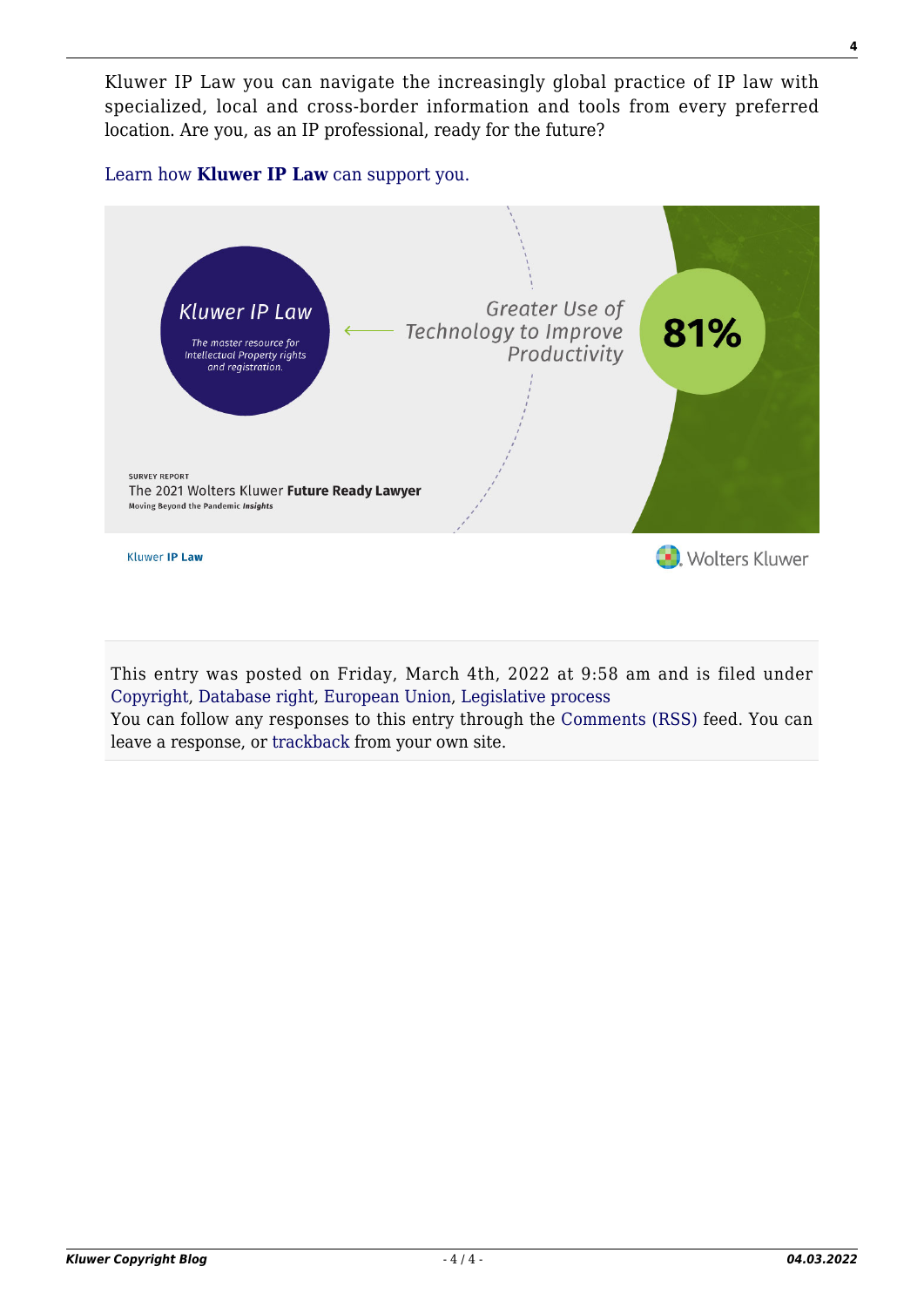Kluwer IP Law you can navigate the increasingly global practice of IP law with specialized, local and cross-border information and tools from every preferred location. Are you, as an IP professional, ready for the future?

Learn how **Kluwer IP Law** can support you.

Kluwer IP Law

The master resource for Intellectual Property rights and registration.

Greater Use of Technology to Improve Productivity

81%

SURVEY REPORT

The 2021 Wolters Kluwer **Future Ready Lawyer**

Moving Beyond the Pandemic ***Insights***

Kluwer **IP Law**

Wolters Kluwer

This entry was posted on Friday, March 4th, 2022 at 9:58 am and is filed under Copyright, Database right, European Union, Legislative process

You can follow any responses to this entry through the Comments (RSS) feed. You can leave a response, or trackback from your own site.